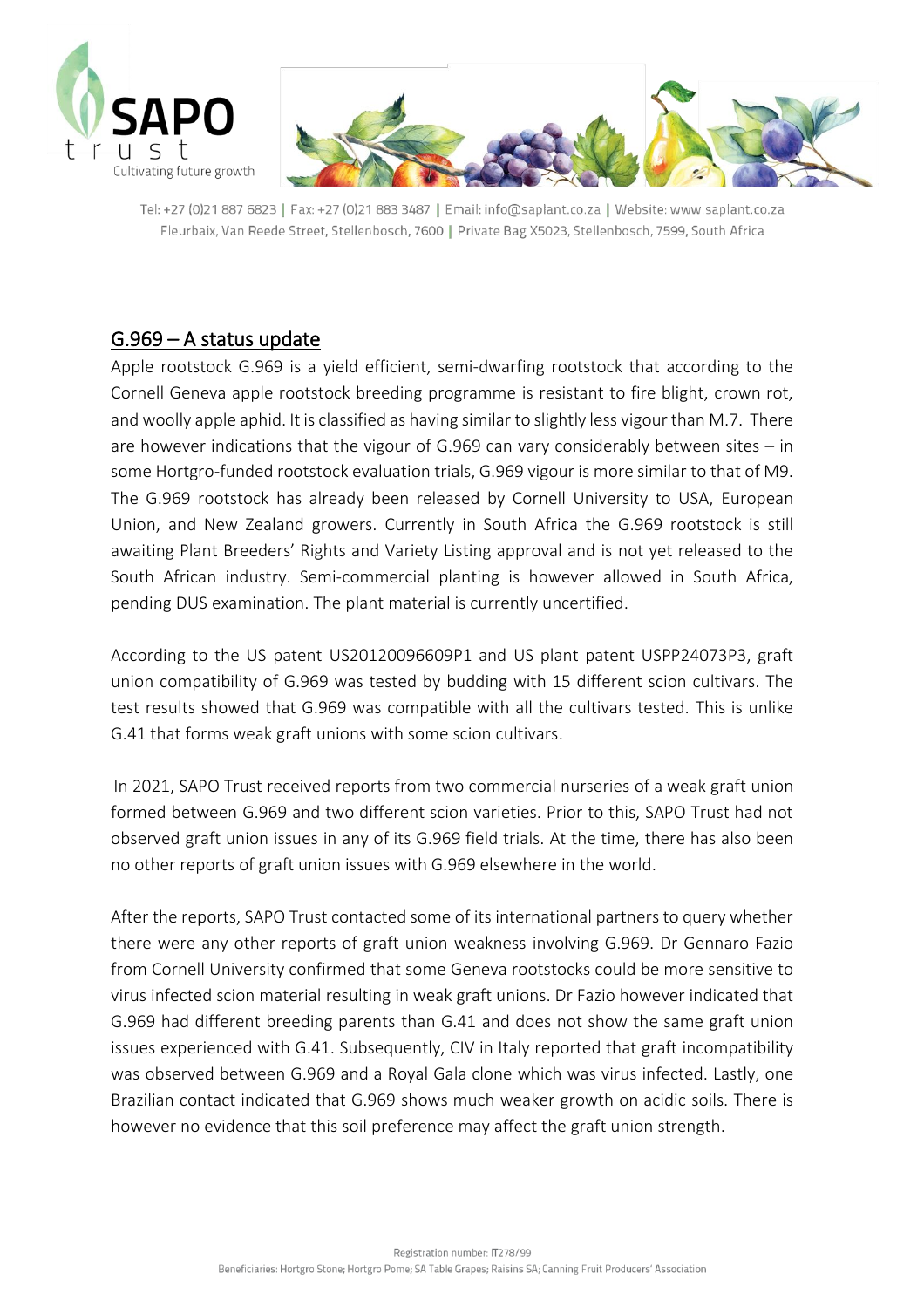SAPO trust
Cultivating future growth

Tel: +27 (0)21 887 6823 | Fax: +27 (0)21 883 3487 | Email: info@saplant.co.za | Website: www.saplant.co.za
Fleurbaix, Van Reede Street, Stellenbosch, 7600 | Private Bag X5023, Stellenbosch, 7599, South Africa

## G.969 – A status update

Apple rootstock G.969 is a yield efficient, semi-dwarfing rootstock that according to the Cornell Geneva apple rootstock breeding programme is resistant to fire blight, crown rot, and woolly apple aphid. It is classified as having similar to slightly less vigour than M.7. There are however indications that the vigour of G.969 can vary considerably between sites – in some Hortgro-funded rootstock evaluation trials, G.969 vigour is more similar to that of M9. The G.969 rootstock has already been released by Cornell University to USA, European Union, and New Zealand growers. Currently in South Africa the G.969 rootstock is still awaiting Plant Breeders' Rights and Variety Listing approval and is not yet released to the South African industry. Semi-commercial planting is however allowed in South Africa, pending DUS examination. The plant material is currently uncertified.

According to the US patent US20120096609P1 and US plant patent USPP24073P3, graft union compatibility of G.969 was tested by budding with 15 different scion cultivars. The test results showed that G.969 was compatible with all the cultivars tested. This is unlike G.41 that forms weak graft unions with some scion cultivars.

In 2021, SAPO Trust received reports from two commercial nurseries of a weak graft union formed between G.969 and two different scion varieties. Prior to this, SAPO Trust had not observed graft union issues in any of its G.969 field trials. At the time, there has also been no other reports of graft union issues with G.969 elsewhere in the world.

After the reports, SAPO Trust contacted some of its international partners to query whether there were any other reports of graft union weakness involving G.969. Dr Gennaro Fazio from Cornell University confirmed that some Geneva rootstocks could be more sensitive to virus infected scion material resulting in weak graft unions. Dr Fazio however indicated that G.969 had different breeding parents than G.41 and does not show the same graft union issues experienced with G.41. Subsequently, CIV in Italy reported that graft incompatibility was observed between G.969 and a Royal Gala clone which was virus infected. Lastly, one Brazilian contact indicated that G.969 shows much weaker growth on acidic soils. There is however no evidence that this soil preference may affect the graft union strength.

Registration number: IT278/99
Beneficiaries: Hortgro Stone; Hortgro Pome; SA Table Grapes; Raisins SA; Canning Fruit Producers' Association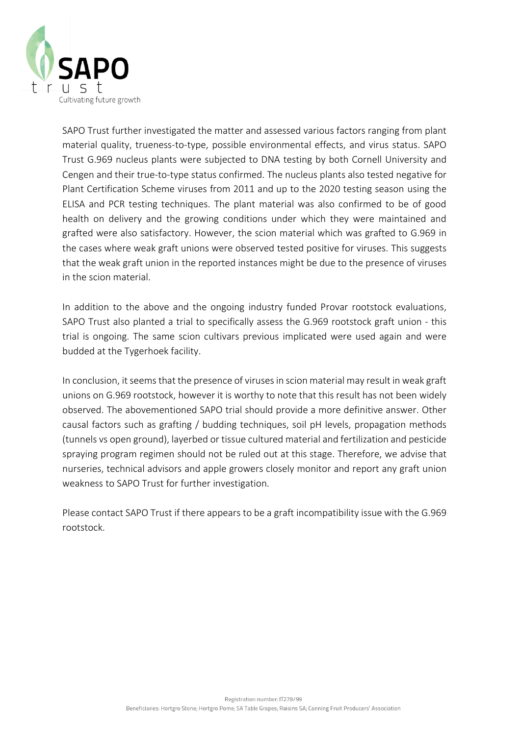SAPO Trust further investigated the matter and assessed various factors ranging from plant material quality, trueness-to-type, possible environmental effects, and virus status. SAPO Trust G.969 nucleus plants were subjected to DNA testing by both Cornell University and Cengen and their true-to-type status confirmed. The nucleus plants also tested negative for Plant Certification Scheme viruses from 2011 and up to the 2020 testing season using the ELISA and PCR testing techniques. The plant material was also confirmed to be of good health on delivery and the growing conditions under which they were maintained and grafted were also satisfactory. However, the scion material which was grafted to G.969 in the cases where weak graft unions were observed tested positive for viruses. This suggests that the weak graft union in the reported instances might be due to the presence of viruses in the scion material.

In addition to the above and the ongoing industry funded Provar rootstock evaluations, SAPO Trust also planted a trial to specifically assess the G.969 rootstock graft union - this trial is ongoing. The same scion cultivars previous implicated were used again and were budded at the Tygerhoek facility.

In conclusion, it seems that the presence of viruses in scion material may result in weak graft unions on G.969 rootstock, however it is worthy to note that this result has not been widely observed. The abovementioned SAPO trial should provide a more definitive answer. Other causal factors such as grafting / budding techniques, soil pH levels, propagation methods (tunnels vs open ground), layerbed or tissue cultured material and fertilization and pesticide spraying program regimen should not be ruled out at this stage. Therefore, we advise that nurseries, technical advisors and apple growers closely monitor and report any graft union weakness to SAPO Trust for further investigation.

Please contact SAPO Trust if there appears to be a graft incompatibility issue with the G.969 rootstock.